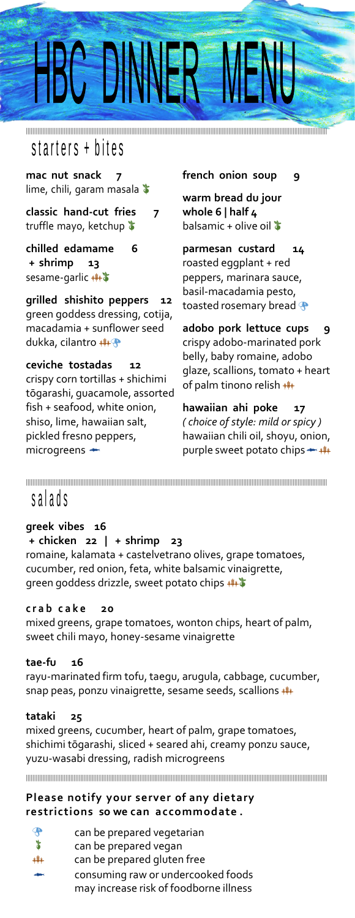# HBC DINNER MENU

## starters + bites

**mac nut snack 7**
lime, chili, garam masala 🌱

**classic hand-cut fries 7**
truffle mayo, ketchup 🌱

**chilled edamame 6**
**+ shrimp 13**
sesame-garlic 🌾🌱

**grilled shishito peppers 12**
green goddess dressing, cotija, macadamia + sunflower seed dukka, cilantro 🌾🍄

**ceviche tostadas 12**
crispy corn tortillas + shichimi tōgarashi, guacamole, assorted fish + seafood, white onion, shiso, lime, hawaiian salt, pickled fresno peppers, microgreens 🐟

**french onion soup 9**

**warm bread du jour**
**whole 6 | half 4**
balsamic + olive oil 🌱

**parmesan custard 14**
roasted eggplant + red peppers, marinara sauce, basil-macadamia pesto, toasted rosemary bread 🍄

**adobo pork lettuce cups 9**
crispy adobo-marinated pork belly, baby romaine, adobo glaze, scallions, tomato + heart of palm tinono relish 🌾

**hawaiian ahi poke 17**
*( choice of style: mild or spicy )*
hawaiian chili oil, shoyu, onion, purple sweet potato chips 🐟 🌾

## salads

**greek vibes 16**
**+ chicken 22 | + shrimp 23**
romaine, kalamata + castelvetrano olives, grape tomatoes, cucumber, red onion, feta, white balsamic vinaigrette, green goddess drizzle, sweet potato chips 🌾🌱

**crab cake 20**
mixed greens, grape tomatoes, wonton chips, heart of palm, sweet chili mayo, honey-sesame vinaigrette

**tae-fu 16**
rayu-marinated firm tofu, taegu, arugula, cabbage, cucumber, snap peas, ponzu vinaigrette, sesame seeds, scallions 🌾

**tataki 25**
mixed greens, cucumber, heart of palm, grape tomatoes, shichimi tōgarashi, sliced + seared ahi, creamy ponzu sauce, yuzu-wasabi dressing, radish microgreens

**Please notify your server of any dietary restrictions so we can accommodate.**

- 🍄 can be prepared vegetarian
- 🌱 can be prepared vegan
- 🌾 can be prepared gluten free
- 🐟 consuming raw or undercooked foods may increase risk of foodborne illness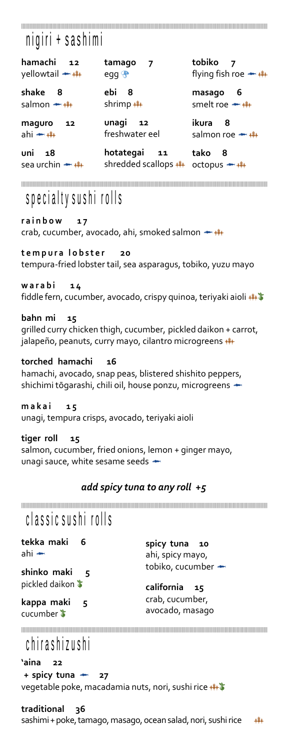## nigiri + sashimi

**hamachi 12**
yellowtail

**tamago 7**
egg

**tobiko 7**
flying fish roe

**shake 8**
salmon

**ebi 8**
shrimp

**masago 6**
smelt roe

**maguro 12**
ahi

**unagi 12**
freshwater eel

**ikura 8**
salmon roe

**uni 18**
sea urchin

**hotategai 11**
shredded scallops

**tako 8**
octopus

## specialty sushi rolls

**rainbow 17**
crab, cucumber, avocado, ahi, smoked salmon

**tempura lobster 20**
tempura-fried lobster tail, sea asparagus, tobiko, yuzu mayo

**warabi 14**
fiddle fern, cucumber, avocado, crispy quinoa, teriyaki aioli

**bahn mi 15**
grilled curry chicken thigh, cucumber, pickled daikon + carrot, jalapeño, peanuts, curry mayo, cilantro microgreens

**torched hamachi 16**
hamachi, avocado, snap peas, blistered shishito peppers, shichimi tōgarashi, chili oil, house ponzu, microgreens

**makai 15**
unagi, tempura crisps, avocado, teriyaki aioli

**tiger roll 15**
salmon, cucumber, fried onions, lemon + ginger mayo, unagi sauce, white sesame seeds

***add spicy tuna to any roll +5***

## classic sushi rolls

**tekka maki 6**
ahi

**shinko maki 5**
pickled daikon

**kappa maki 5**
cucumber

**spicy tuna 10**
ahi, spicy mayo, tobiko, cucumber

**california 15**
crab, cucumber, avocado, masago

## chirashizushi

**'aina 22**
**+ spicy tuna 27**
vegetable poke, macadamia nuts, nori, sushi rice

**traditional 36**
sashimi + poke, tamago, masago, ocean salad, nori, sushi rice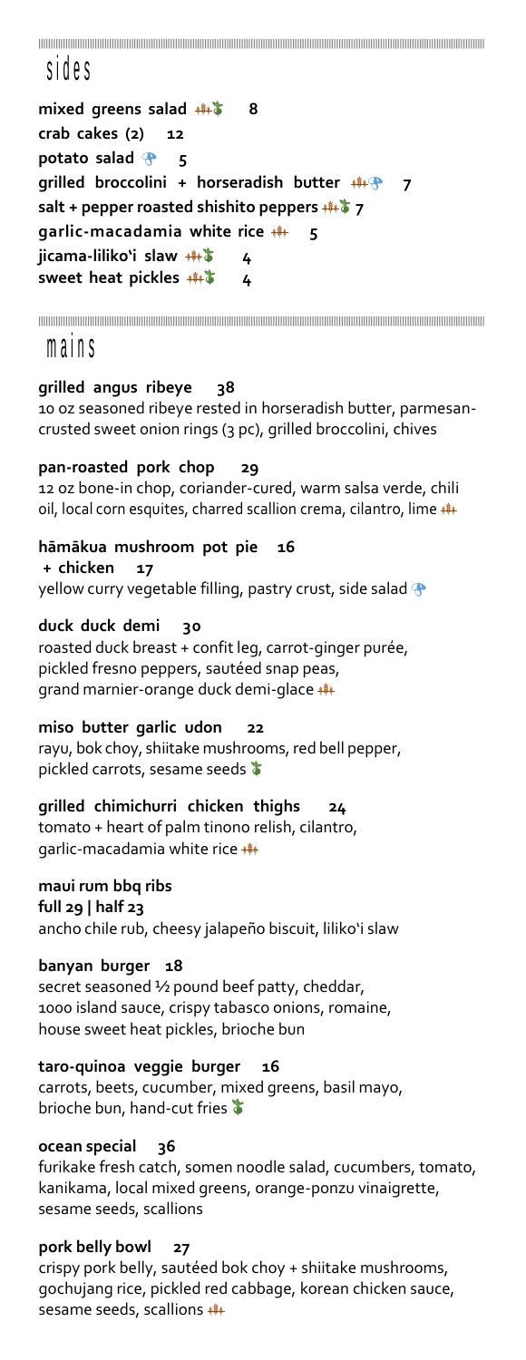## sides

**mixed greens salad** 8

**crab cakes (2)** 12

**potato salad** 5

**grilled broccolini + horseradish butter** 7

**salt + pepper roasted shishito peppers** 7

**garlic-macadamia white rice** 5

**jicama-liliko'i slaw** 4

**sweet heat pickles** 4

## mains

**grilled angus ribeye** 38
10 oz seasoned ribeye rested in horseradish butter, parmesan-crusted sweet onion rings (3 pc), grilled broccolini, chives

**pan-roasted pork chop** 29
12 oz bone-in chop, coriander-cured, warm salsa verde, chili oil, local corn esquites, charred scallion crema, cilantro, lime

**hāmākua mushroom pot pie** 16
**+ chicken** 17
yellow curry vegetable filling, pastry crust, side salad

**duck duck demi** 30
roasted duck breast + confit leg, carrot-ginger purée, pickled fresno peppers, sautéed snap peas, grand marnier-orange duck demi-glace

**miso butter garlic udon** 22
rayu, bok choy, shiitake mushrooms, red bell pepper, pickled carrots, sesame seeds

**grilled chimichurri chicken thighs** 24
tomato + heart of palm tinono relish, cilantro, garlic-macadamia white rice

**maui rum bbq ribs**
**full 29 | half 23**
ancho chile rub, cheesy jalapeño biscuit, liliko'i slaw

**banyan burger** 18
secret seasoned ½ pound beef patty, cheddar, 1000 island sauce, crispy tabasco onions, romaine, house sweet heat pickles, brioche bun

**taro-quinoa veggie burger** 16
carrots, beets, cucumber, mixed greens, basil mayo, brioche bun, hand-cut fries

**ocean special** 36
furikake fresh catch, somen noodle salad, cucumbers, tomato, kanikama, local mixed greens, orange-ponzu vinaigrette, sesame seeds, scallions

**pork belly bowl** 27
crispy pork belly, sautéed bok choy + shiitake mushrooms, gochujang rice, pickled red cabbage, korean chicken sauce, sesame seeds, scallions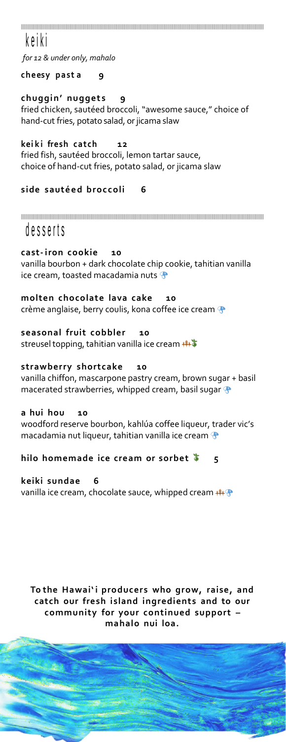## keiki

*for 12 & under only, mahalo*

**cheesy pasta 9**

**chuggin' nuggets 9**
fried chicken, sautéed broccoli, "awesome sauce," choice of hand-cut fries, potato salad, or jicama slaw

**keiki fresh catch 12**
fried fish, sautéed broccoli, lemon tartar sauce, choice of hand-cut fries, potato salad, or jicama slaw

**side sautéed broccoli 6**

## desserts

**cast-iron cookie 10**
vanilla bourbon + dark chocolate chip cookie, tahitian vanilla ice cream, toasted macadamia nuts

**molten chocolate lava cake 10**
crème anglaise, berry coulis, kona coffee ice cream

**seasonal fruit cobbler 10**
streusel topping, tahitian vanilla ice cream

**strawberry shortcake 10**
vanilla chiffon, mascarpone pastry cream, brown sugar + basil macerated strawberries, whipped cream, basil sugar

**a hui hou 10**
woodford reserve bourbon, kahlúa coffee liqueur, trader vic's macadamia nut liqueur, tahitian vanilla ice cream

**hilo homemade ice cream or sorbet 5**

**keiki sundae 6**
vanilla ice cream, chocolate sauce, whipped cream

**To the Hawai'i producers who grow, raise, and catch our fresh island ingredients and to our community for your continued support – mahalo nui loa.**